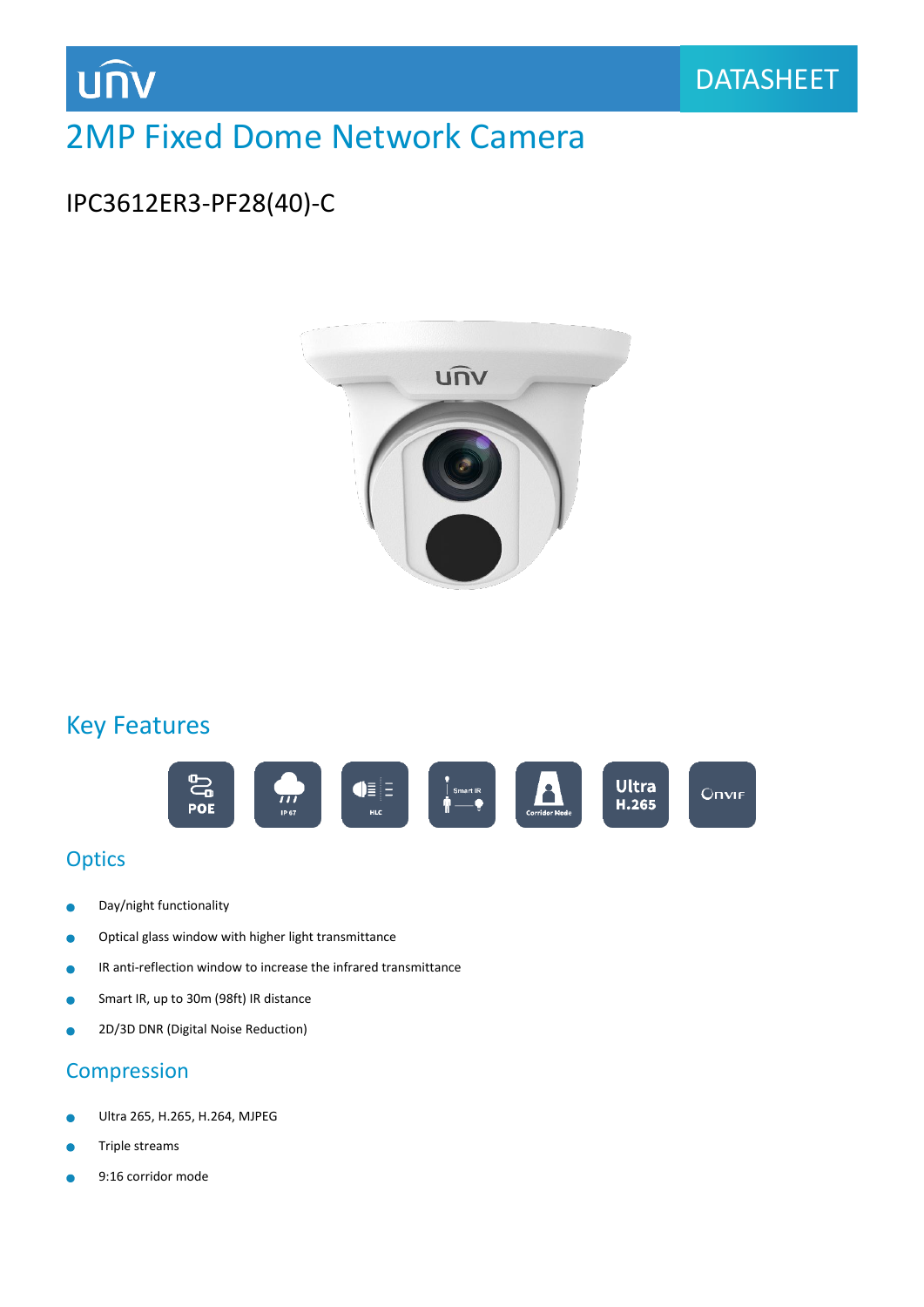DATASHEET

# 2MP Fixed Dome Network Camera

IPC3612ER3-PF28(40)-C

## Key Features

POE | IP 67 | HLC | Smart IR | Corridor Mode | Ultra H.265 | Onvif

## Optics

- Day/night functionality
- Optical glass window with higher light transmittance
- IR anti-reflection window to increase the infrared transmittance
- Smart IR, up to 30m (98ft) IR distance
- 2D/3D DNR (Digital Noise Reduction)

## Compression

- Ultra 265, H.265, H.264, MJPEG
- Triple streams
- 9:16 corridor mode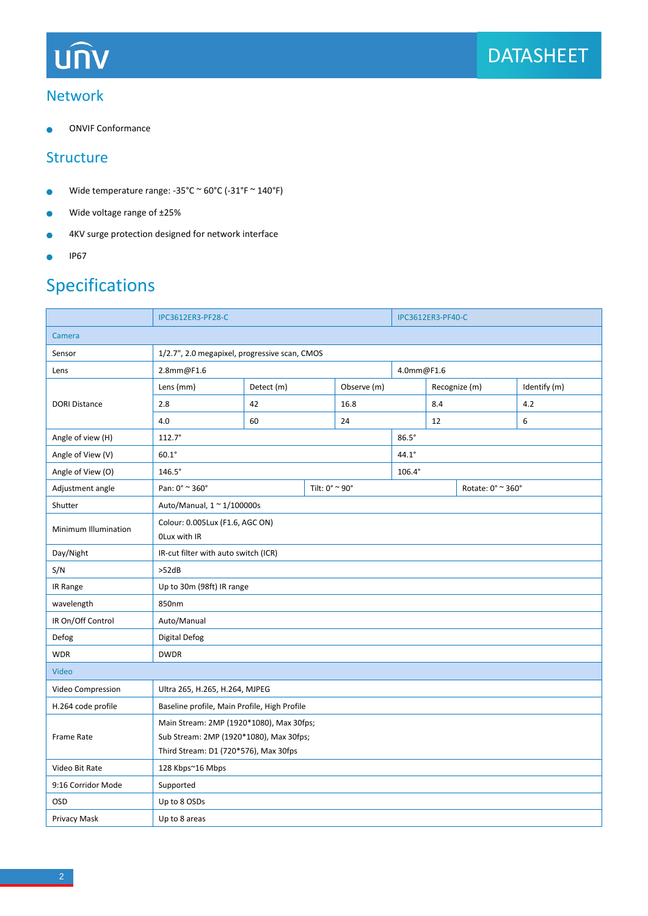## Network

- ONVIF Conformance

## Structure

- Wide temperature range: -35°C ~ 60°C (-31°F ~ 140°F)
- Wide voltage range of ±25%
- 4KV surge protection designed for network interface
- IP67

# Specifications

| | IPC3612ER3-PF28-C | | | IPC3612ER3-PF40-C | |
|---|---|---|---|---|---|
| **Camera** | | | | | |
| Sensor | 1/2.7", 2.0 megapixel, progressive scan, CMOS | | | | |
| Lens | 2.8mm@F1.6 | | | 4.0mm@F1.6 | |
| DORI Distance | Lens (mm) | Detect (m) | Observe (m) | Recognize (m) | Identify (m) |
| | 2.8 | 42 | 16.8 | 8.4 | 4.2 |
| | 4.0 | 60 | 24 | 12 | 6 |
| Angle of view (H) | 112.7° | | | 86.5° | |
| Angle of View (V) | 60.1° | | | 44.1° | |
| Angle of View (O) | 146.5° | | | 106.4° | |
| Adjustment angle | Pan: 0° ~ 360° | Tilt: 0° ~ 90° | | Rotate: 0° ~ 360° | |
| Shutter | Auto/Manual, 1 ~ 1/100000s | | | | |
| Minimum Illumination | Colour: 0.005Lux (F1.6, AGC ON)<br>0Lux with IR | | | | |
| Day/Night | IR-cut filter with auto switch (ICR) | | | | |
| S/N | >52dB | | | | |
| IR Range | Up to 30m (98ft) IR range | | | | |
| wavelength | 850nm | | | | |
| IR On/Off Control | Auto/Manual | | | | |
| Defog | Digital Defog | | | | |
| WDR | DWDR | | | | |
| **Video** | | | | | |
| Video Compression | Ultra 265, H.265, H.264, MJPEG | | | | |
| H.264 code profile | Baseline profile, Main Profile, High Profile | | | | |
| Frame Rate | Main Stream: 2MP (1920*1080), Max 30fps;<br>Sub Stream: 2MP (1920*1080), Max 30fps;<br>Third Stream: D1 (720*576), Max 30fps | | | | |
| Video Bit Rate | 128 Kbps~16 Mbps | | | | |
| 9:16 Corridor Mode | Supported | | | | |
| OSD | Up to 8 OSDs | | | | |
| Privacy Mask | Up to 8 areas | | | | |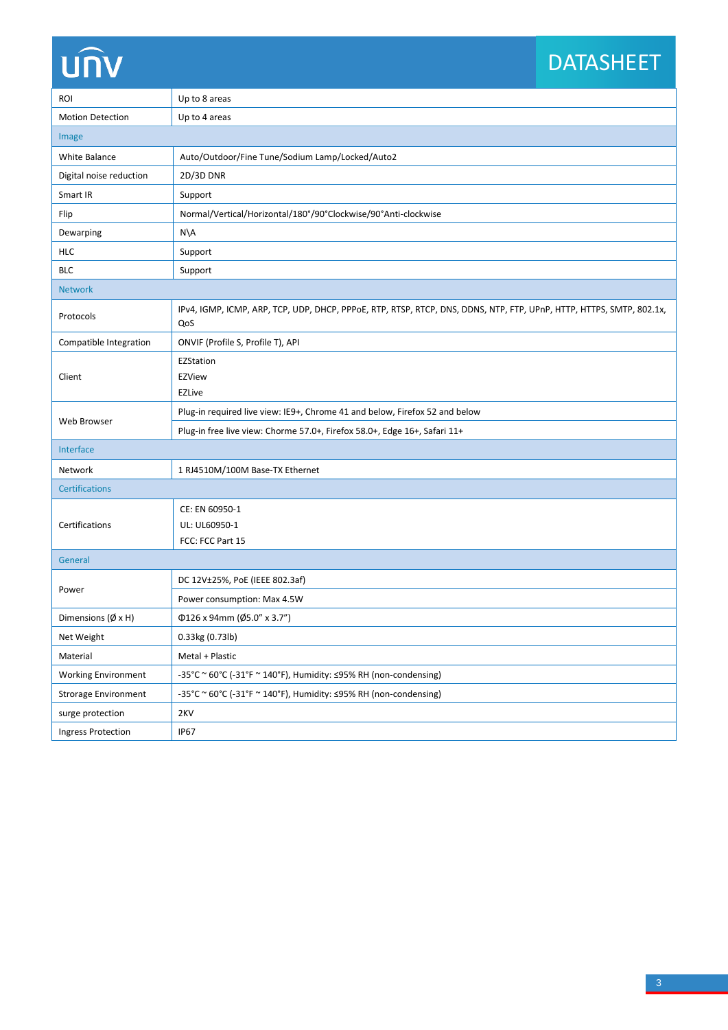| | |
|---|---|
| ROI | Up to 8 areas |
| Motion Detection | Up to 4 areas |
| **Image** | |
| White Balance | Auto/Outdoor/Fine Tune/Sodium Lamp/Locked/Auto2 |
| Digital noise reduction | 2D/3D DNR |
| Smart IR | Support |
| Flip | Normal/Vertical/Horizontal/180°/90°Clockwise/90°Anti-clockwise |
| Dewarping | N\A |
| HLC | Support |
| BLC | Support |
| **Network** | |
| Protocols | IPv4, IGMP, ICMP, ARP, TCP, UDP, DHCP, PPPoE, RTP, RTSP, RTCP, DNS, DDNS, NTP, FTP, UPnP, HTTP, HTTPS, SMTP, 802.1x, QoS |
| Compatible Integration | ONVIF (Profile S, Profile T), API |
| Client | EZStation<br>EZView<br>EZLive |
| Web Browser | Plug-in required live view: IE9+, Chrome 41 and below, Firefox 52 and below |
| | Plug-in free live view: Chorme 57.0+, Firefox 58.0+, Edge 16+, Safari 11+ |
| **Interface** | |
| Network | 1 RJ4510M/100M Base-TX Ethernet |
| **Certifications** | |
| Certifications | CE: EN 60950-1<br>UL: UL60950-1<br>FCC: FCC Part 15 |
| **General** | |
| Power | DC 12V±25%, PoE (IEEE 802.3af) |
| | Power consumption: Max 4.5W |
| Dimensions (Ø x H) | Φ126 x 94mm (Ø5.0" x 3.7") |
| Net Weight | 0.33kg (0.73lb) |
| Material | Metal + Plastic |
| Working Environment | -35°C ~ 60°C (-31°F ~ 140°F), Humidity: ≤95% RH (non-condensing) |
| Strorage Environment | -35°C ~ 60°C (-31°F ~ 140°F), Humidity: ≤95% RH (non-condensing) |
| surge protection | 2KV |
| Ingress Protection | IP67 |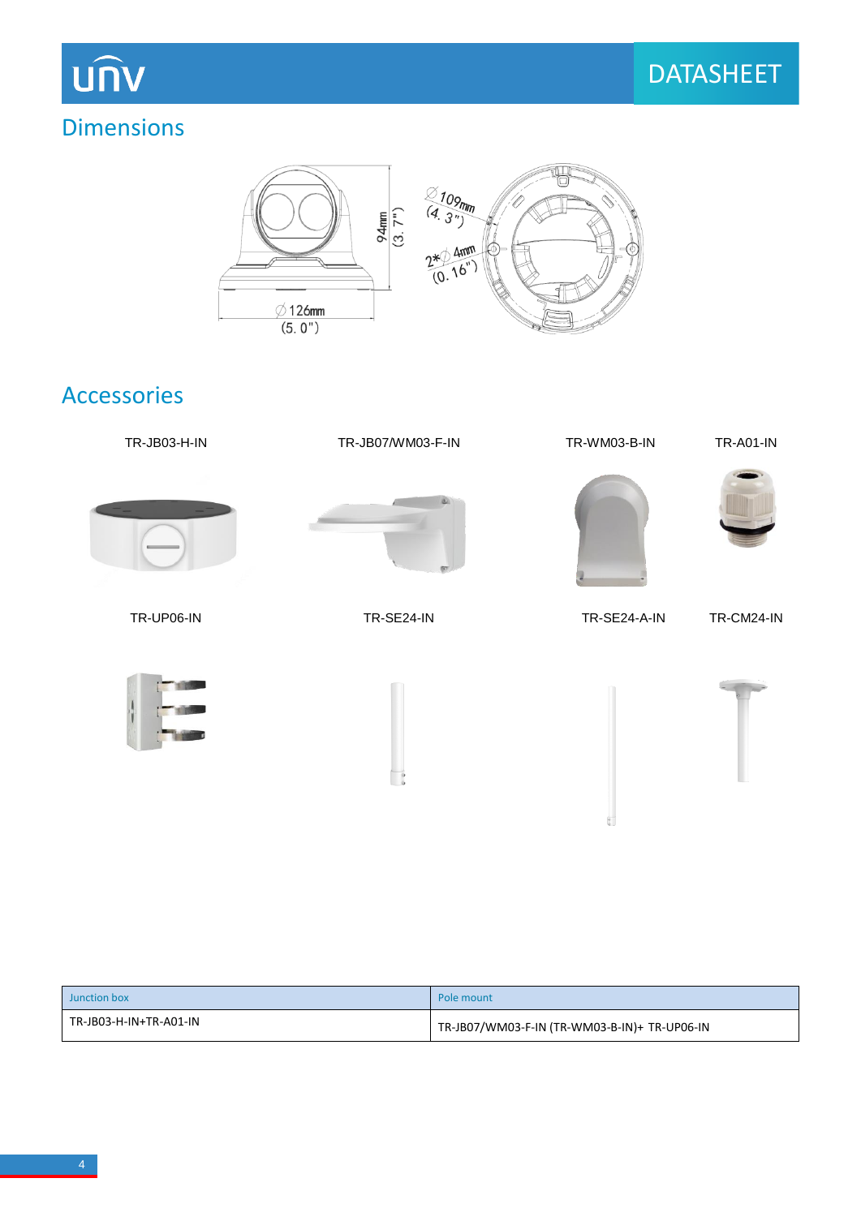## Dimensions

## Accessories

TR-JB03-H-IN

TR-JB07/WM03-F-IN

TR-WM03-B-IN

TR-A01-IN

TR-UP06-IN

TR-SE24-IN

TR-SE24-A-IN

TR-CM24-IN

| Junction box | Pole mount |
|---|---|
| TR-JB03-H-IN+TR-A01-IN | TR-JB07/WM03-F-IN (TR-WM03-B-IN)+ TR-UP06-IN |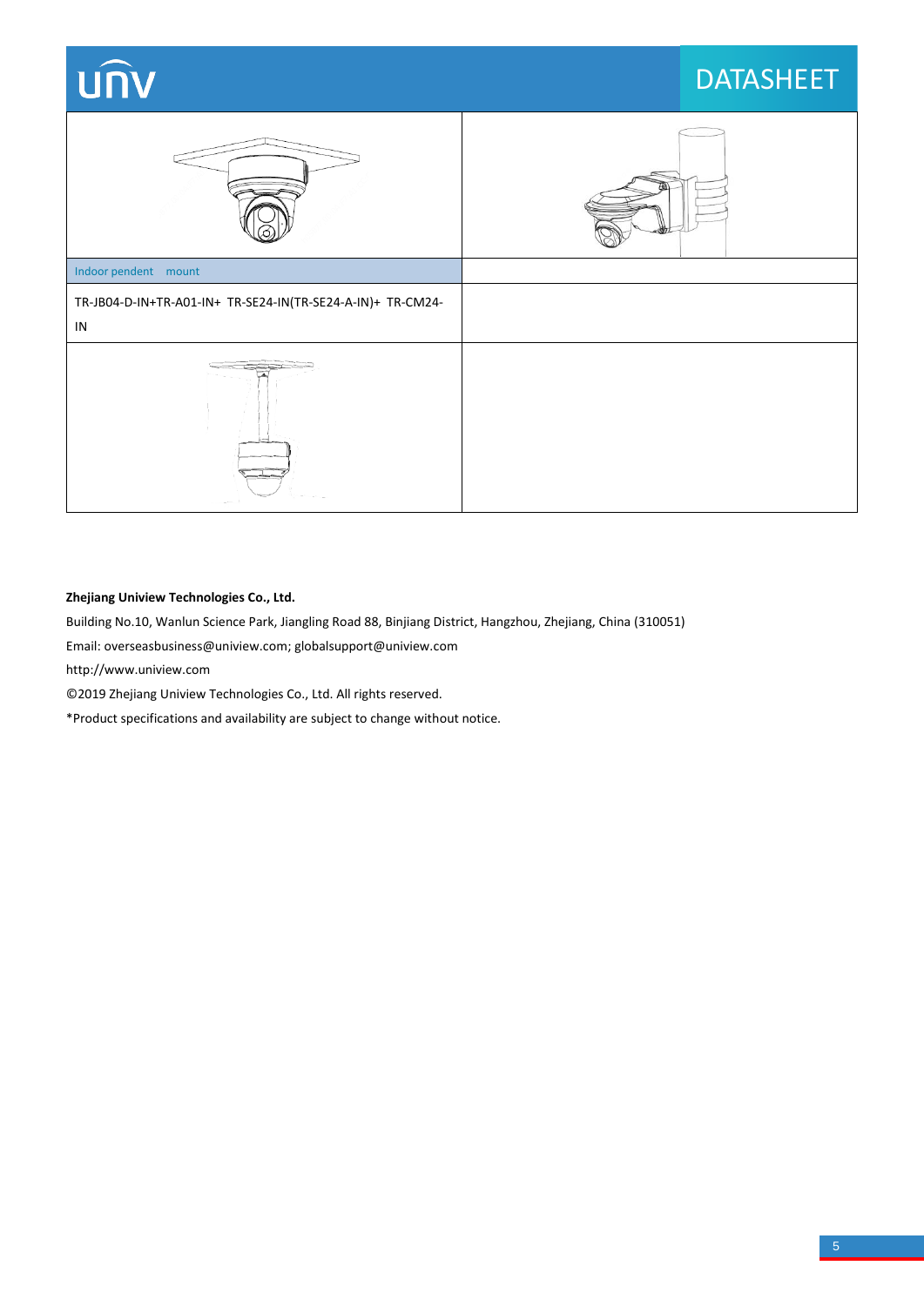| | |
|---|---|
| | |
| Indoor pendent mount | |
| TR-JB04-D-IN+TR-A01-IN+ TR-SE24-IN(TR-SE24-A-IN)+ TR-CM24-IN | |
| | |

**Zhejiang Uniview Technologies Co., Ltd.**

Building No.10, Wanlun Science Park, Jiangling Road 88, Binjiang District, Hangzhou, Zhejiang, China (310051)

Email: overseasbusiness@uniview.com; globalsupport@uniview.com

http://www.uniview.com

©2019 Zhejiang Uniview Technologies Co., Ltd. All rights reserved.

*Product specifications and availability are subject to change without notice.